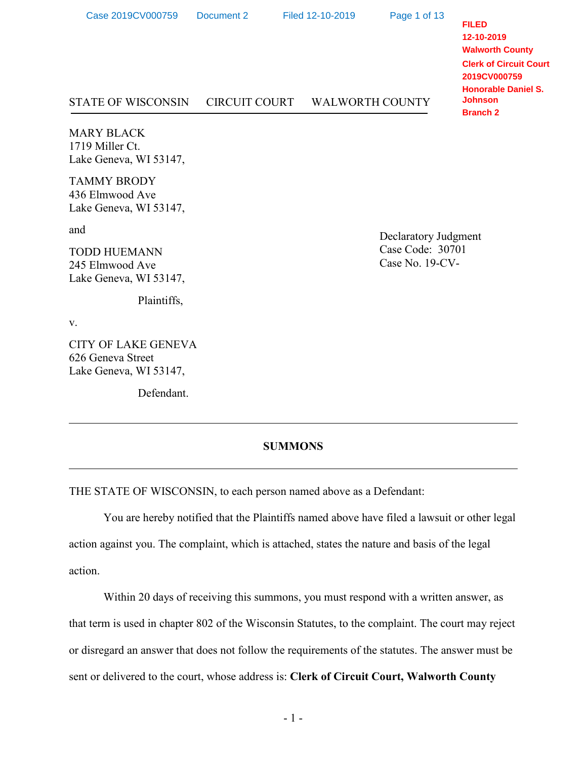FILED
12-10-2019
Walworth County
Clerk of Circuit Court
2019CV000759
Honorable Daniel S. Johnson
Branch 2

STATE OF WISCONSIN CIRCUIT COURT WALWORTH COUNTY

MARY BLACK
1719 Miller Ct.
Lake Geneva, WI 53147,

TAMMY BRODY
436 Elmwood Ave
Lake Geneva, WI 53147,

and

TODD HUEMANN
245 Elmwood Ave
Lake Geneva, WI 53147,

Plaintiffs,

v.

CITY OF LAKE GENEVA
626 Geneva Street
Lake Geneva, WI 53147,

Defendant.

Declaratory Judgment
Case Code: 30701
Case No. 19-CV-

## SUMMONS

THE STATE OF WISCONSIN, to each person named above as a Defendant:

You are hereby notified that the Plaintiffs named above have filed a lawsuit or other legal action against you. The complaint, which is attached, states the nature and basis of the legal action.

Within 20 days of receiving this summons, you must respond with a written answer, as that term is used in chapter 802 of the Wisconsin Statutes, to the complaint. The court may reject or disregard an answer that does not follow the requirements of the statutes. The answer must be sent or delivered to the court, whose address is: **Clerk of Circuit Court, Walworth County**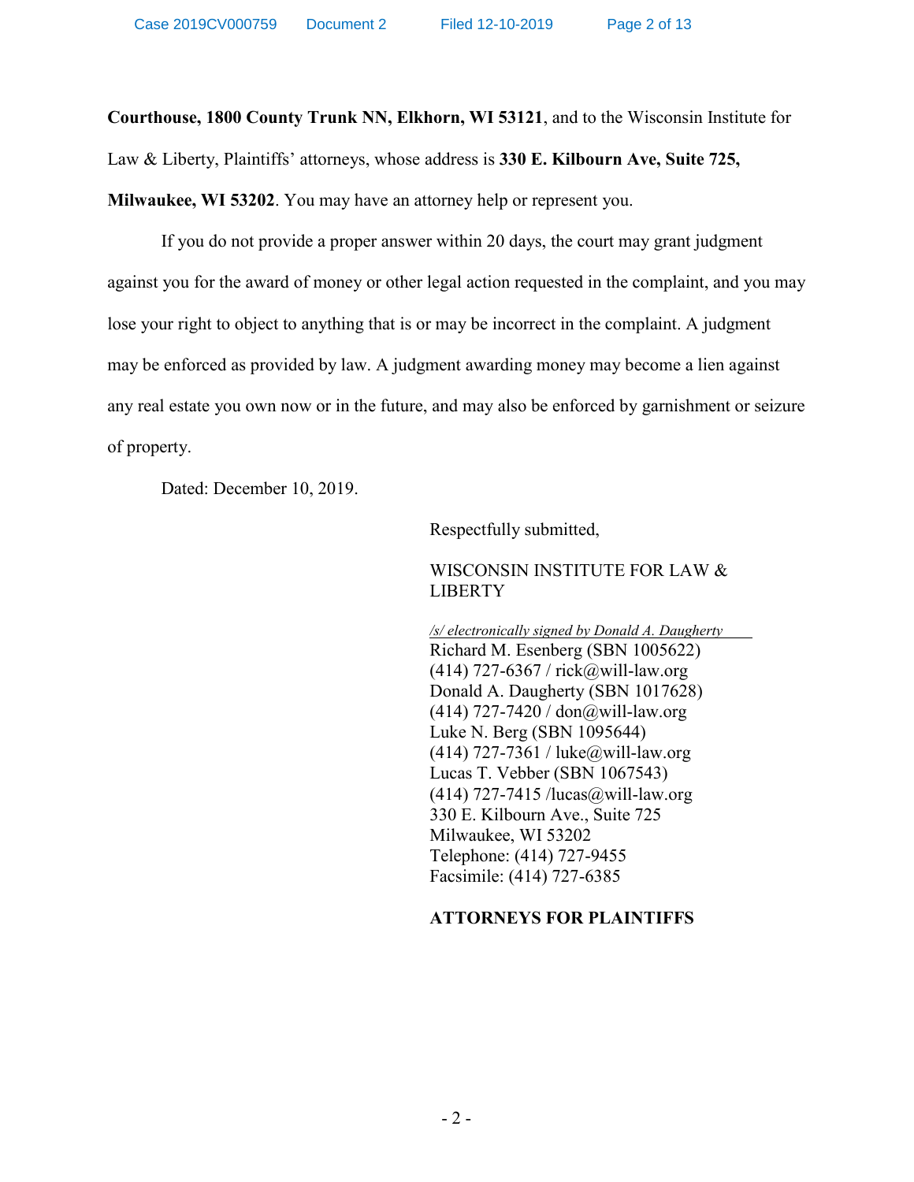**Courthouse, 1800 County Trunk NN, Elkhorn, WI 53121**, and to the Wisconsin Institute for Law & Liberty, Plaintiffs' attorneys, whose address is **330 E. Kilbourn Ave, Suite 725, Milwaukee, WI 53202**. You may have an attorney help or represent you.

If you do not provide a proper answer within 20 days, the court may grant judgment against you for the award of money or other legal action requested in the complaint, and you may lose your right to object to anything that is or may be incorrect in the complaint. A judgment may be enforced as provided by law. A judgment awarding money may become a lien against any real estate you own now or in the future, and may also be enforced by garnishment or seizure of property.

Dated: December 10, 2019.

Respectfully submitted,

WISCONSIN INSTITUTE FOR LAW & LIBERTY

*/s/ electronically signed by Donald A. Daugherty*
Richard M. Esenberg (SBN 1005622)
(414) 727-6367 / rick@will-law.org
Donald A. Daugherty (SBN 1017628)
(414) 727-7420 / don@will-law.org
Luke N. Berg (SBN 1095644)
(414) 727-7361 / luke@will-law.org
Lucas T. Vebber (SBN 1067543)
(414) 727-7415 /lucas@will-law.org
330 E. Kilbourn Ave., Suite 725
Milwaukee, WI 53202
Telephone: (414) 727-9455
Facsimile: (414) 727-6385

**ATTORNEYS FOR PLAINTIFFS**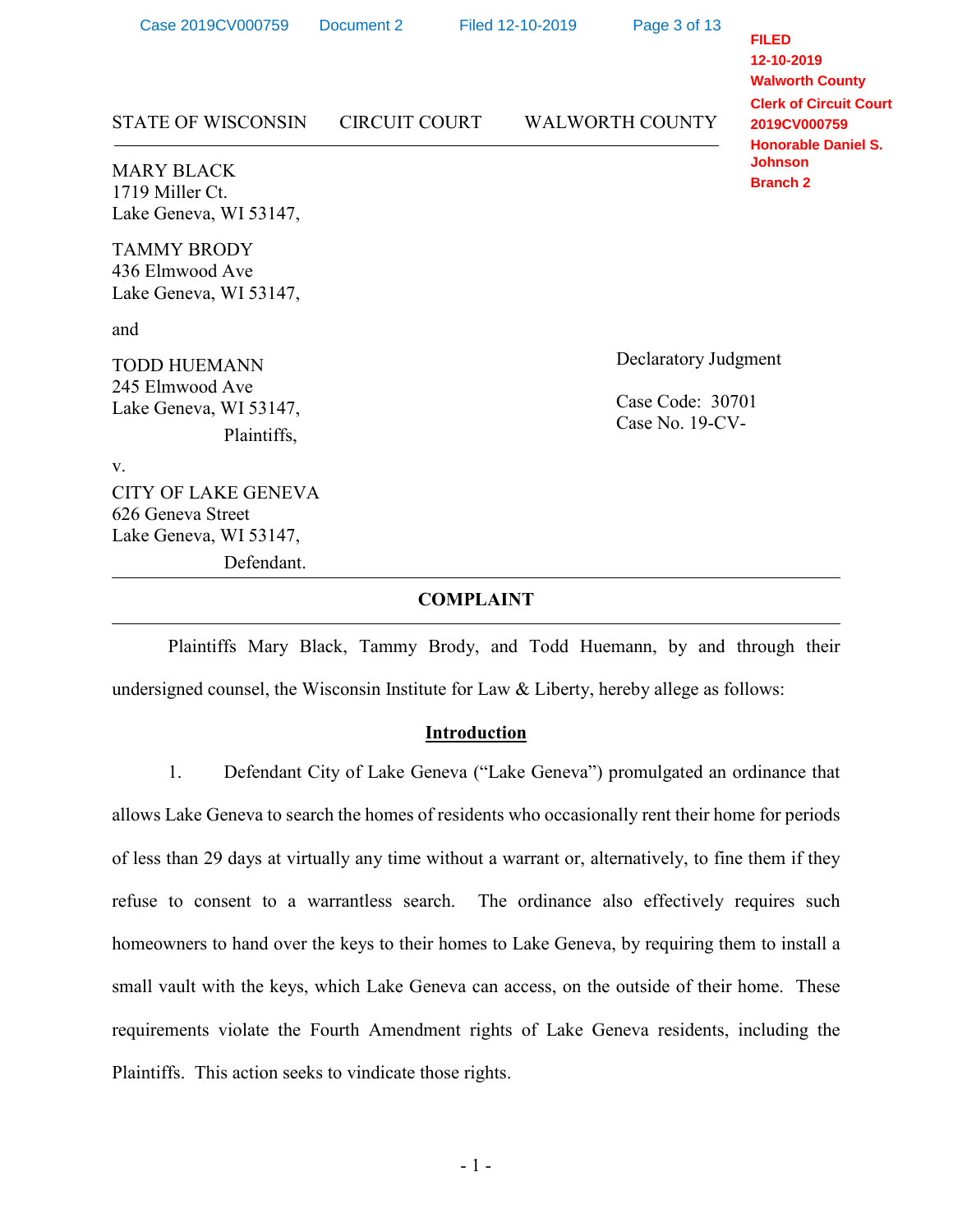FILED
12-10-2019
Walworth County
Clerk of Circuit Court
2019CV000759
Honorable Daniel S. Johnson
Branch 2

STATE OF WISCONSIN CIRCUIT COURT WALWORTH COUNTY

MARY BLACK
1719 Miller Ct.
Lake Geneva, WI 53147,

TAMMY BRODY
436 Elmwood Ave
Lake Geneva, WI 53147,

and

TODD HUEMANN
245 Elmwood Ave
Lake Geneva, WI 53147,

Plaintiffs,

v.

CITY OF LAKE GENEVA
626 Geneva Street
Lake Geneva, WI 53147,

Defendant.

Declaratory Judgment

Case Code: 30701
Case No. 19-CV-

---

## COMPLAINT

---

Plaintiffs Mary Black, Tammy Brody, and Todd Huemann, by and through their undersigned counsel, the Wisconsin Institute for Law & Liberty, hereby allege as follows:

### Introduction

1. Defendant City of Lake Geneva ("Lake Geneva") promulgated an ordinance that allows Lake Geneva to search the homes of residents who occasionally rent their home for periods of less than 29 days at virtually any time without a warrant or, alternatively, to fine them if they refuse to consent to a warrantless search. The ordinance also effectively requires such homeowners to hand over the keys to their homes to Lake Geneva, by requiring them to install a small vault with the keys, which Lake Geneva can access, on the outside of their home. These requirements violate the Fourth Amendment rights of Lake Geneva residents, including the Plaintiffs. This action seeks to vindicate those rights.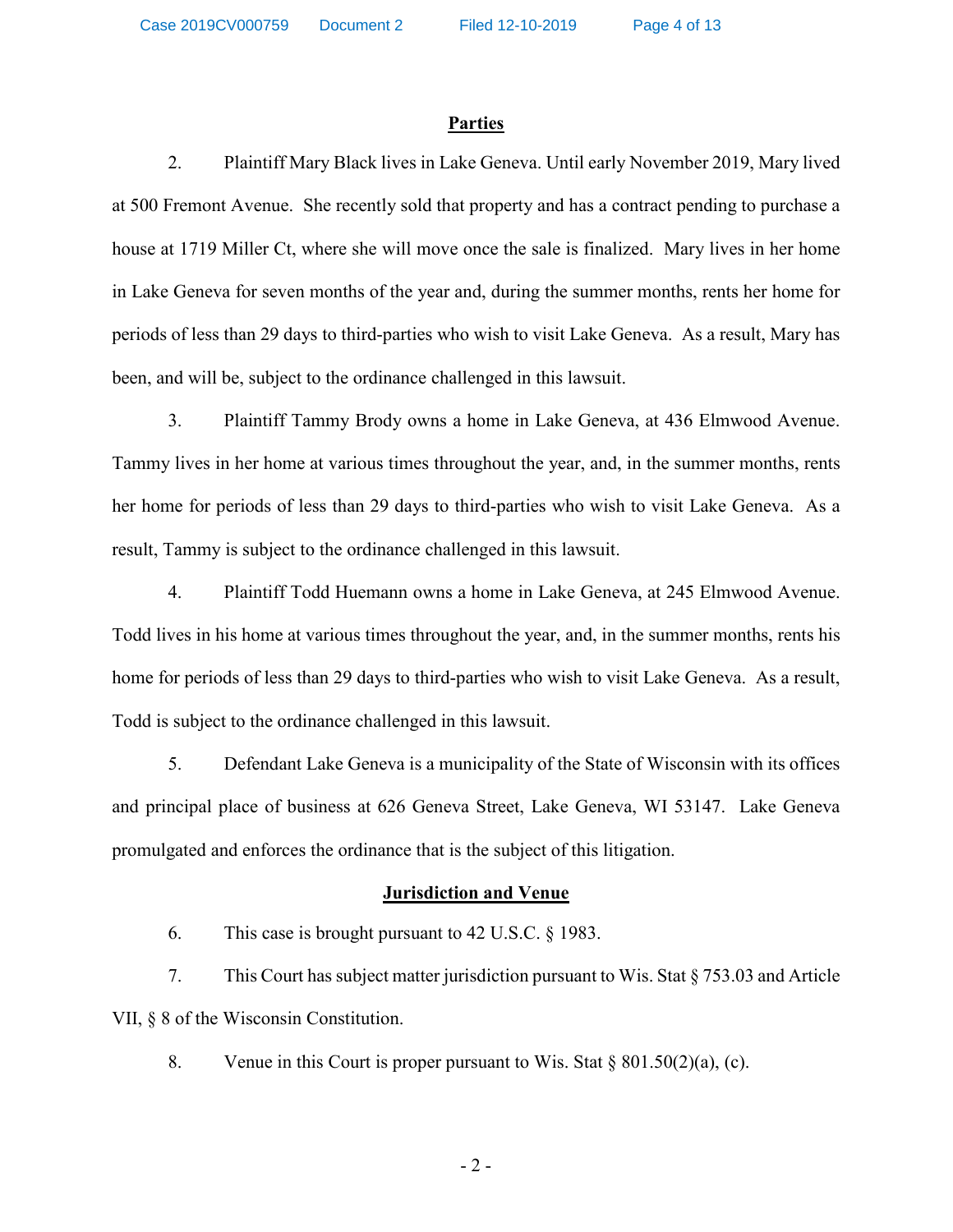## Parties

2. Plaintiff Mary Black lives in Lake Geneva. Until early November 2019, Mary lived at 500 Fremont Avenue. She recently sold that property and has a contract pending to purchase a house at 1719 Miller Ct, where she will move once the sale is finalized. Mary lives in her home in Lake Geneva for seven months of the year and, during the summer months, rents her home for periods of less than 29 days to third-parties who wish to visit Lake Geneva. As a result, Mary has been, and will be, subject to the ordinance challenged in this lawsuit.

3. Plaintiff Tammy Brody owns a home in Lake Geneva, at 436 Elmwood Avenue. Tammy lives in her home at various times throughout the year, and, in the summer months, rents her home for periods of less than 29 days to third-parties who wish to visit Lake Geneva. As a result, Tammy is subject to the ordinance challenged in this lawsuit.

4. Plaintiff Todd Huemann owns a home in Lake Geneva, at 245 Elmwood Avenue. Todd lives in his home at various times throughout the year, and, in the summer months, rents his home for periods of less than 29 days to third-parties who wish to visit Lake Geneva. As a result, Todd is subject to the ordinance challenged in this lawsuit.

5. Defendant Lake Geneva is a municipality of the State of Wisconsin with its offices and principal place of business at 626 Geneva Street, Lake Geneva, WI 53147. Lake Geneva promulgated and enforces the ordinance that is the subject of this litigation.

## Jurisdiction and Venue

6. This case is brought pursuant to 42 U.S.C. § 1983.

7. This Court has subject matter jurisdiction pursuant to Wis. Stat § 753.03 and Article VII, § 8 of the Wisconsin Constitution.

8. Venue in this Court is proper pursuant to Wis. Stat § 801.50(2)(a), (c).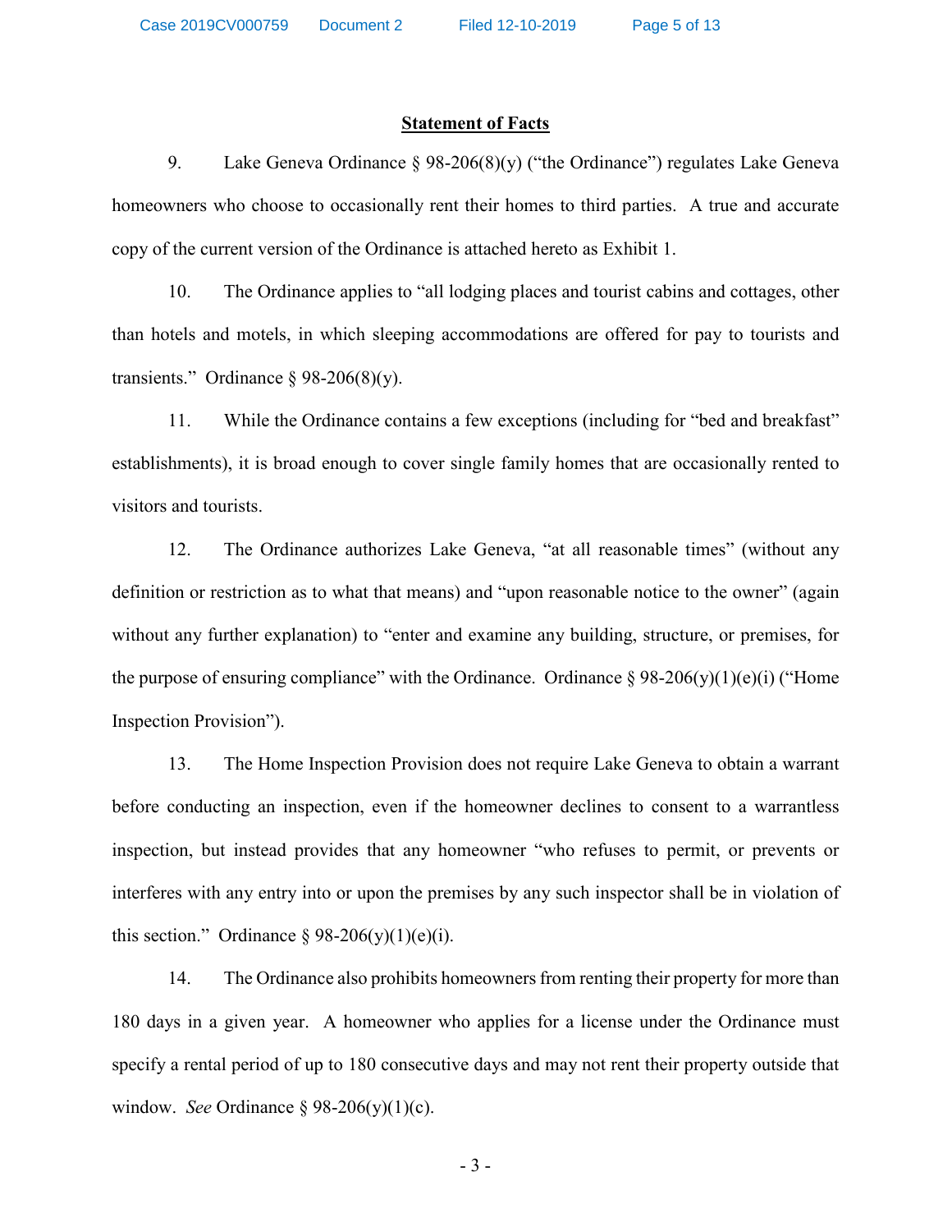## Statement of Facts

9. Lake Geneva Ordinance § 98-206(8)(y) ("the Ordinance") regulates Lake Geneva homeowners who choose to occasionally rent their homes to third parties. A true and accurate copy of the current version of the Ordinance is attached hereto as Exhibit 1.

10. The Ordinance applies to "all lodging places and tourist cabins and cottages, other than hotels and motels, in which sleeping accommodations are offered for pay to tourists and transients." Ordinance § 98-206(8)(y).

11. While the Ordinance contains a few exceptions (including for "bed and breakfast" establishments), it is broad enough to cover single family homes that are occasionally rented to visitors and tourists.

12. The Ordinance authorizes Lake Geneva, "at all reasonable times" (without any definition or restriction as to what that means) and "upon reasonable notice to the owner" (again without any further explanation) to "enter and examine any building, structure, or premises, for the purpose of ensuring compliance" with the Ordinance. Ordinance § 98-206(y)(1)(e)(i) ("Home Inspection Provision").

13. The Home Inspection Provision does not require Lake Geneva to obtain a warrant before conducting an inspection, even if the homeowner declines to consent to a warrantless inspection, but instead provides that any homeowner "who refuses to permit, or prevents or interferes with any entry into or upon the premises by any such inspector shall be in violation of this section." Ordinance § 98-206(y)(1)(e)(i).

14. The Ordinance also prohibits homeowners from renting their property for more than 180 days in a given year. A homeowner who applies for a license under the Ordinance must specify a rental period of up to 180 consecutive days and may not rent their property outside that window. *See* Ordinance § 98-206(y)(1)(c).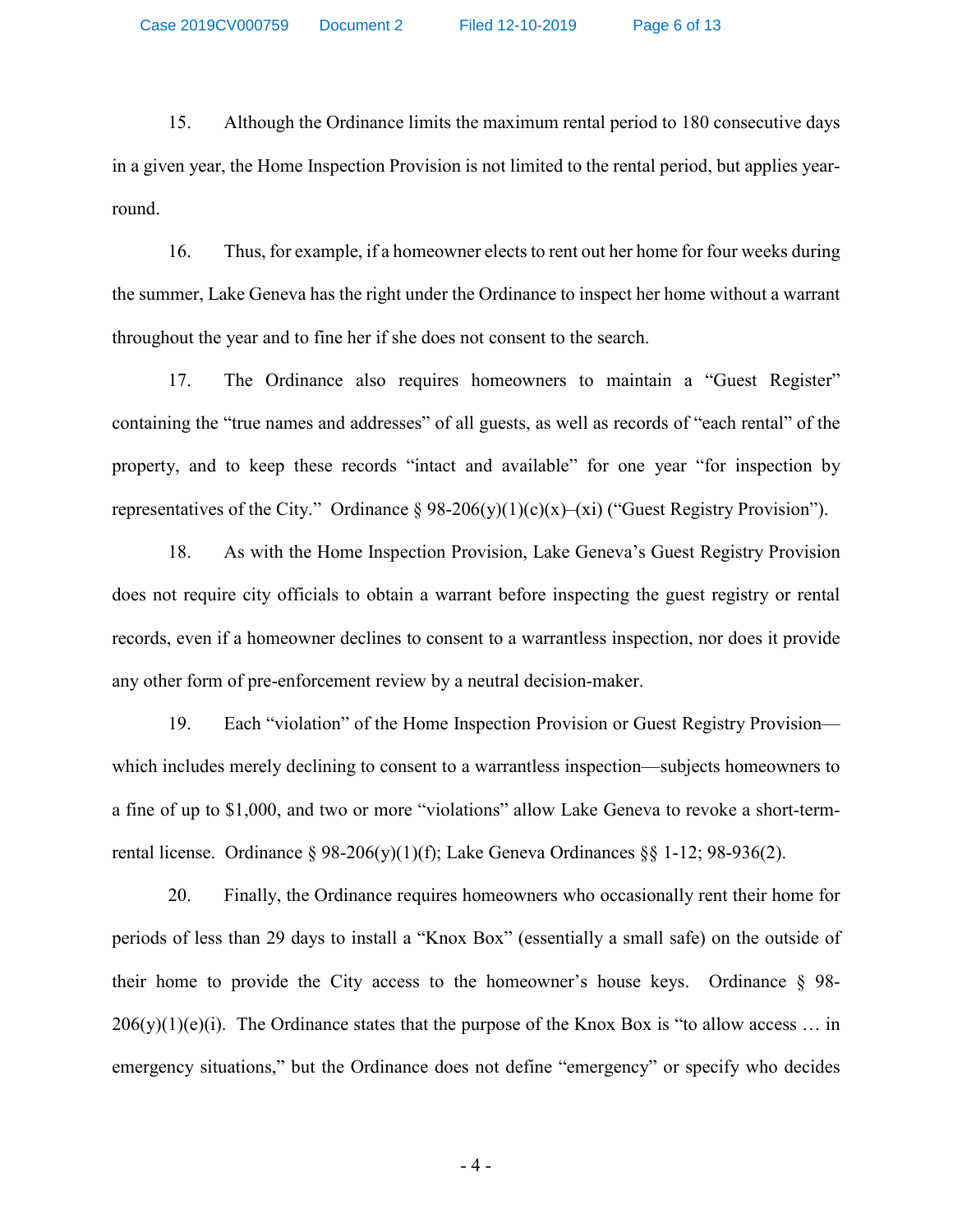15. Although the Ordinance limits the maximum rental period to 180 consecutive days in a given year, the Home Inspection Provision is not limited to the rental period, but applies year-round.

16. Thus, for example, if a homeowner elects to rent out her home for four weeks during the summer, Lake Geneva has the right under the Ordinance to inspect her home without a warrant throughout the year and to fine her if she does not consent to the search.

17. The Ordinance also requires homeowners to maintain a "Guest Register" containing the "true names and addresses" of all guests, as well as records of "each rental" of the property, and to keep these records "intact and available" for one year "for inspection by representatives of the City." Ordinance § 98-206(y)(1)(c)(x)–(xi) ("Guest Registry Provision").

18. As with the Home Inspection Provision, Lake Geneva's Guest Registry Provision does not require city officials to obtain a warrant before inspecting the guest registry or rental records, even if a homeowner declines to consent to a warrantless inspection, nor does it provide any other form of pre-enforcement review by a neutral decision-maker.

19. Each "violation" of the Home Inspection Provision or Guest Registry Provision—which includes merely declining to consent to a warrantless inspection—subjects homeowners to a fine of up to $1,000, and two or more "violations" allow Lake Geneva to revoke a short-term-rental license. Ordinance § 98-206(y)(1)(f); Lake Geneva Ordinances §§ 1-12; 98-936(2).

20. Finally, the Ordinance requires homeowners who occasionally rent their home for periods of less than 29 days to install a "Knox Box" (essentially a small safe) on the outside of their home to provide the City access to the homeowner's house keys. Ordinance § 98-206(y)(1)(e)(i). The Ordinance states that the purpose of the Knox Box is "to allow access … in emergency situations," but the Ordinance does not define "emergency" or specify who decides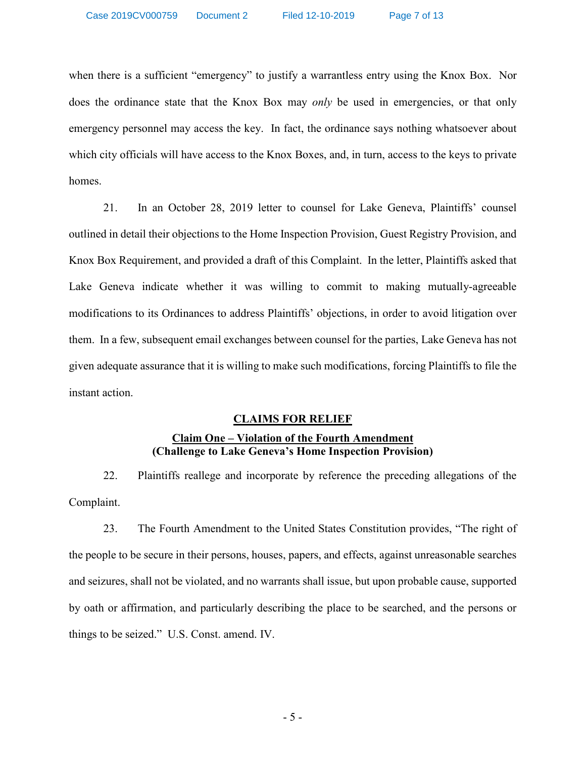when there is a sufficient "emergency" to justify a warrantless entry using the Knox Box. Nor does the ordinance state that the Knox Box may *only* be used in emergencies, or that only emergency personnel may access the key. In fact, the ordinance says nothing whatsoever about which city officials will have access to the Knox Boxes, and, in turn, access to the keys to private homes.

21. In an October 28, 2019 letter to counsel for Lake Geneva, Plaintiffs' counsel outlined in detail their objections to the Home Inspection Provision, Guest Registry Provision, and Knox Box Requirement, and provided a draft of this Complaint. In the letter, Plaintiffs asked that Lake Geneva indicate whether it was willing to commit to making mutually-agreeable modifications to its Ordinances to address Plaintiffs' objections, in order to avoid litigation over them. In a few, subsequent email exchanges between counsel for the parties, Lake Geneva has not given adequate assurance that it is willing to make such modifications, forcing Plaintiffs to file the instant action.

## CLAIMS FOR RELIEF

### Claim One – Violation of the Fourth Amendment
### (Challenge to Lake Geneva's Home Inspection Provision)

22. Plaintiffs reallege and incorporate by reference the preceding allegations of the Complaint.

23. The Fourth Amendment to the United States Constitution provides, "The right of the people to be secure in their persons, houses, papers, and effects, against unreasonable searches and seizures, shall not be violated, and no warrants shall issue, but upon probable cause, supported by oath or affirmation, and particularly describing the place to be searched, and the persons or things to be seized." U.S. Const. amend. IV.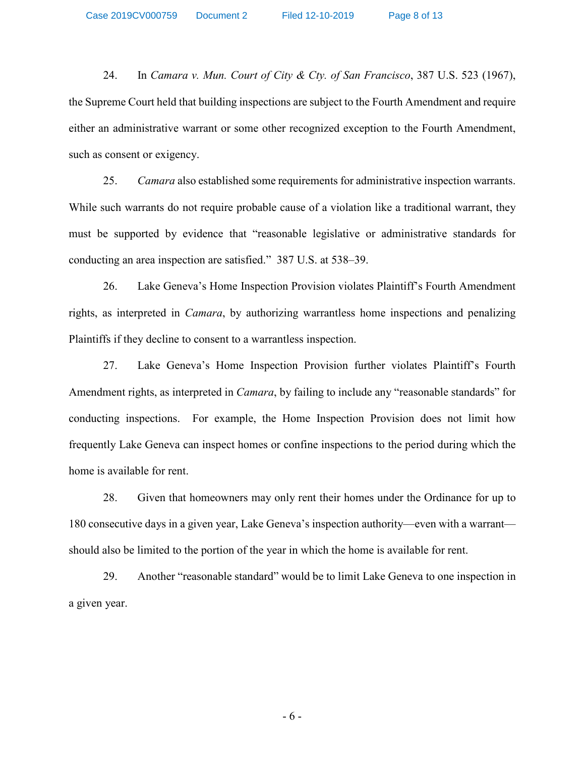24. In *Camara v. Mun. Court of City & Cty. of San Francisco*, 387 U.S. 523 (1967), the Supreme Court held that building inspections are subject to the Fourth Amendment and require either an administrative warrant or some other recognized exception to the Fourth Amendment, such as consent or exigency.

25. *Camara* also established some requirements for administrative inspection warrants. While such warrants do not require probable cause of a violation like a traditional warrant, they must be supported by evidence that "reasonable legislative or administrative standards for conducting an area inspection are satisfied." 387 U.S. at 538–39.

26. Lake Geneva's Home Inspection Provision violates Plaintiff's Fourth Amendment rights, as interpreted in *Camara*, by authorizing warrantless home inspections and penalizing Plaintiffs if they decline to consent to a warrantless inspection.

27. Lake Geneva's Home Inspection Provision further violates Plaintiff's Fourth Amendment rights, as interpreted in *Camara*, by failing to include any "reasonable standards" for conducting inspections. For example, the Home Inspection Provision does not limit how frequently Lake Geneva can inspect homes or confine inspections to the period during which the home is available for rent.

28. Given that homeowners may only rent their homes under the Ordinance for up to 180 consecutive days in a given year, Lake Geneva's inspection authority—even with a warrant—should also be limited to the portion of the year in which the home is available for rent.

29. Another "reasonable standard" would be to limit Lake Geneva to one inspection in a given year.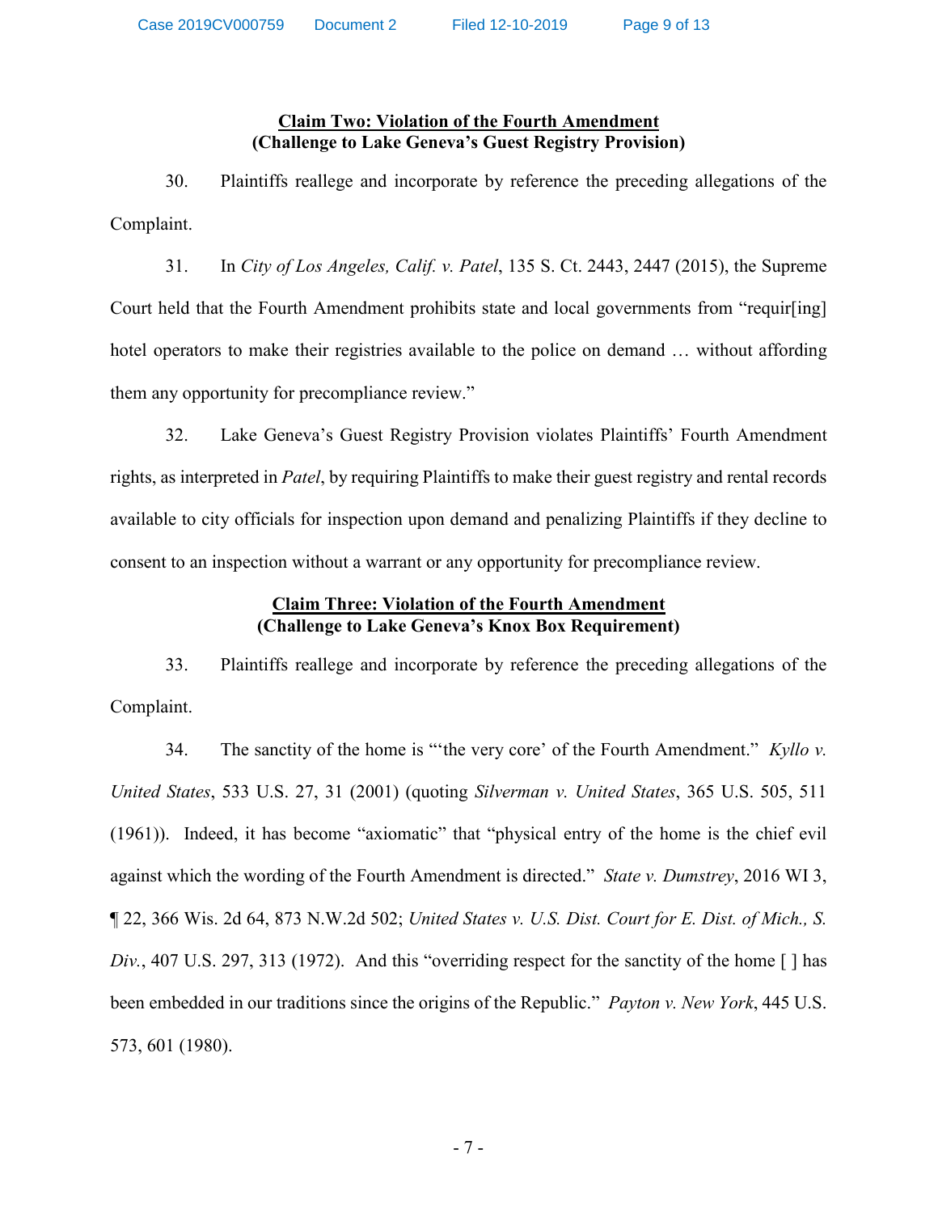**Claim Two: Violation of the Fourth Amendment**
**(Challenge to Lake Geneva's Guest Registry Provision)**

30. Plaintiffs reallege and incorporate by reference the preceding allegations of the Complaint.

31. In *City of Los Angeles, Calif. v. Patel*, 135 S. Ct. 2443, 2447 (2015), the Supreme Court held that the Fourth Amendment prohibits state and local governments from "requir[ing] hotel operators to make their registries available to the police on demand … without affording them any opportunity for precompliance review."

32. Lake Geneva's Guest Registry Provision violates Plaintiffs' Fourth Amendment rights, as interpreted in *Patel*, by requiring Plaintiffs to make their guest registry and rental records available to city officials for inspection upon demand and penalizing Plaintiffs if they decline to consent to an inspection without a warrant or any opportunity for precompliance review.

**Claim Three: Violation of the Fourth Amendment**
**(Challenge to Lake Geneva's Knox Box Requirement)**

33. Plaintiffs reallege and incorporate by reference the preceding allegations of the Complaint.

34. The sanctity of the home is "'the very core' of the Fourth Amendment." *Kyllo v. United States*, 533 U.S. 27, 31 (2001) (quoting *Silverman v. United States*, 365 U.S. 505, 511 (1961)). Indeed, it has become "axiomatic" that "physical entry of the home is the chief evil against which the wording of the Fourth Amendment is directed." *State v. Dumstrey*, 2016 WI 3, ¶ 22, 366 Wis. 2d 64, 873 N.W.2d 502; *United States v. U.S. Dist. Court for E. Dist. of Mich., S. Div.*, 407 U.S. 297, 313 (1972). And this "overriding respect for the sanctity of the home [ ] has been embedded in our traditions since the origins of the Republic." *Payton v. New York*, 445 U.S. 573, 601 (1980).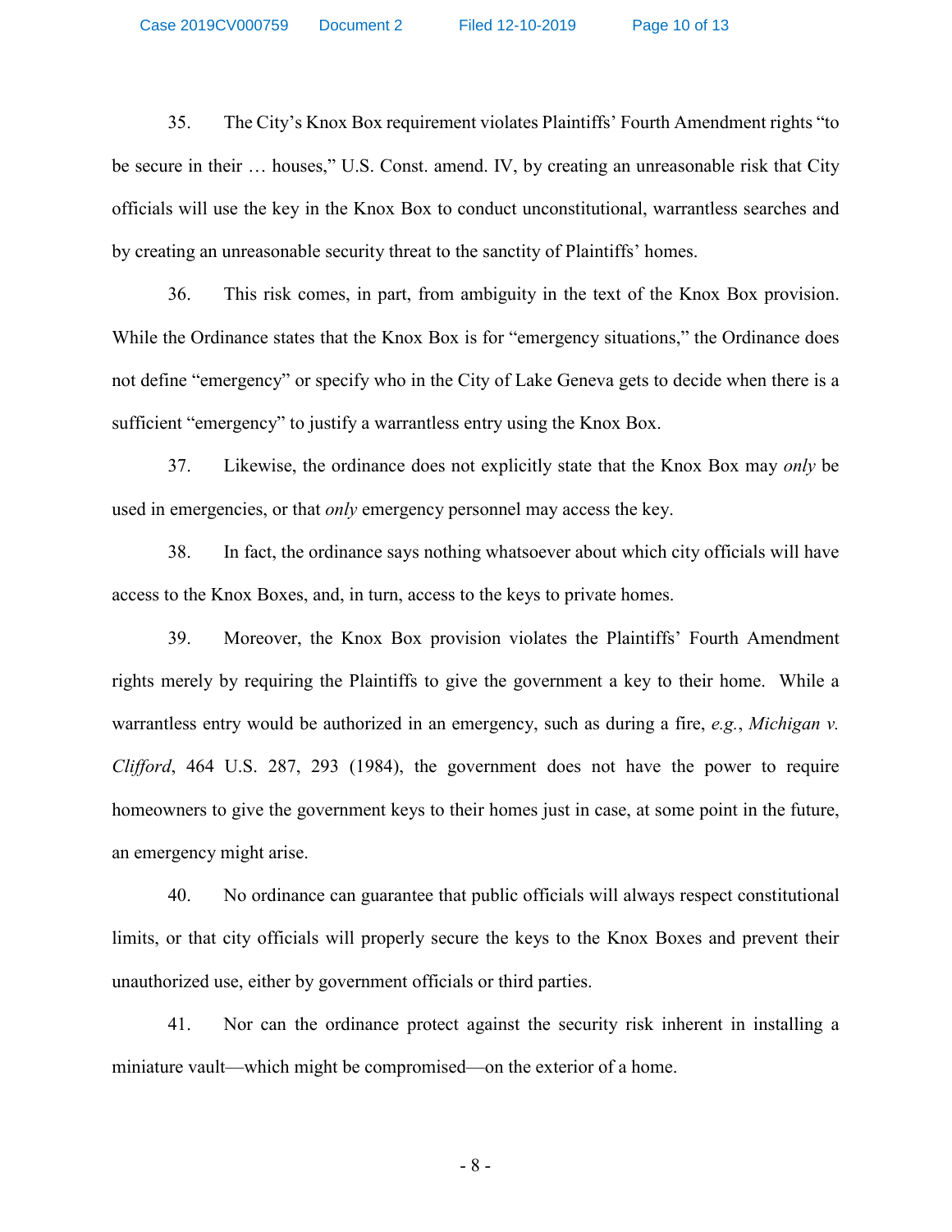35. The City's Knox Box requirement violates Plaintiffs' Fourth Amendment rights "to be secure in their … houses," U.S. Const. amend. IV, by creating an unreasonable risk that City officials will use the key in the Knox Box to conduct unconstitutional, warrantless searches and by creating an unreasonable security threat to the sanctity of Plaintiffs' homes.

36. This risk comes, in part, from ambiguity in the text of the Knox Box provision. While the Ordinance states that the Knox Box is for "emergency situations," the Ordinance does not define "emergency" or specify who in the City of Lake Geneva gets to decide when there is a sufficient "emergency" to justify a warrantless entry using the Knox Box.

37. Likewise, the ordinance does not explicitly state that the Knox Box may *only* be used in emergencies, or that *only* emergency personnel may access the key.

38. In fact, the ordinance says nothing whatsoever about which city officials will have access to the Knox Boxes, and, in turn, access to the keys to private homes.

39. Moreover, the Knox Box provision violates the Plaintiffs' Fourth Amendment rights merely by requiring the Plaintiffs to give the government a key to their home. While a warrantless entry would be authorized in an emergency, such as during a fire, *e.g.*, *Michigan v. Clifford*, 464 U.S. 287, 293 (1984), the government does not have the power to require homeowners to give the government keys to their homes just in case, at some point in the future, an emergency might arise.

40. No ordinance can guarantee that public officials will always respect constitutional limits, or that city officials will properly secure the keys to the Knox Boxes and prevent their unauthorized use, either by government officials or third parties.

41. Nor can the ordinance protect against the security risk inherent in installing a miniature vault—which might be compromised—on the exterior of a home.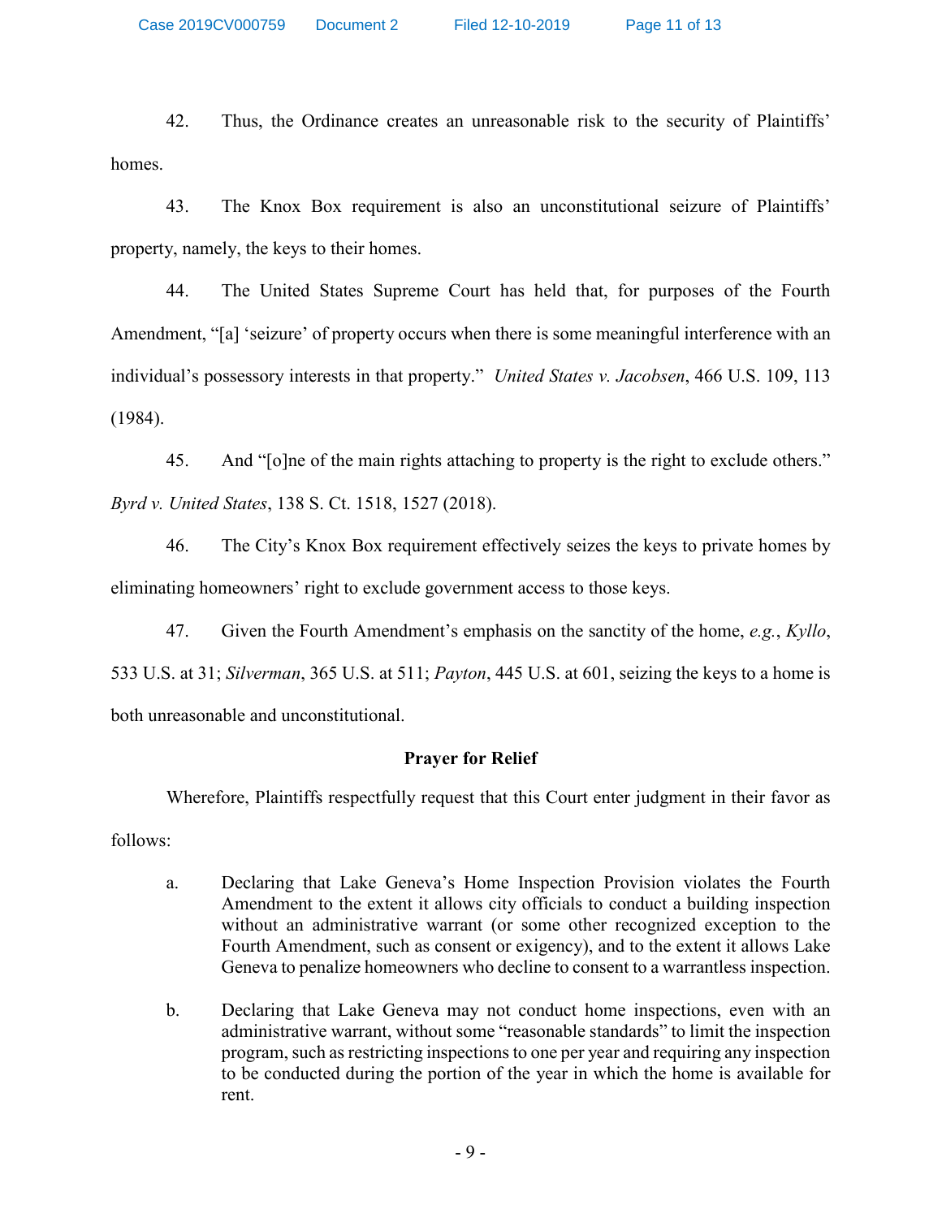42. Thus, the Ordinance creates an unreasonable risk to the security of Plaintiffs' homes.

43. The Knox Box requirement is also an unconstitutional seizure of Plaintiffs' property, namely, the keys to their homes.

44. The United States Supreme Court has held that, for purposes of the Fourth Amendment, "[a] 'seizure' of property occurs when there is some meaningful interference with an individual's possessory interests in that property." *United States v. Jacobsen*, 466 U.S. 109, 113 (1984).

45. And "[o]ne of the main rights attaching to property is the right to exclude others." *Byrd v. United States*, 138 S. Ct. 1518, 1527 (2018).

46. The City's Knox Box requirement effectively seizes the keys to private homes by eliminating homeowners' right to exclude government access to those keys.

47. Given the Fourth Amendment's emphasis on the sanctity of the home, *e.g.*, *Kyllo*, 533 U.S. at 31; *Silverman*, 365 U.S. at 511; *Payton*, 445 U.S. at 601, seizing the keys to a home is both unreasonable and unconstitutional.

## Prayer for Relief

Wherefore, Plaintiffs respectfully request that this Court enter judgment in their favor as follows:

a. Declaring that Lake Geneva's Home Inspection Provision violates the Fourth Amendment to the extent it allows city officials to conduct a building inspection without an administrative warrant (or some other recognized exception to the Fourth Amendment, such as consent or exigency), and to the extent it allows Lake Geneva to penalize homeowners who decline to consent to a warrantless inspection.

b. Declaring that Lake Geneva may not conduct home inspections, even with an administrative warrant, without some "reasonable standards" to limit the inspection program, such as restricting inspections to one per year and requiring any inspection to be conducted during the portion of the year in which the home is available for rent.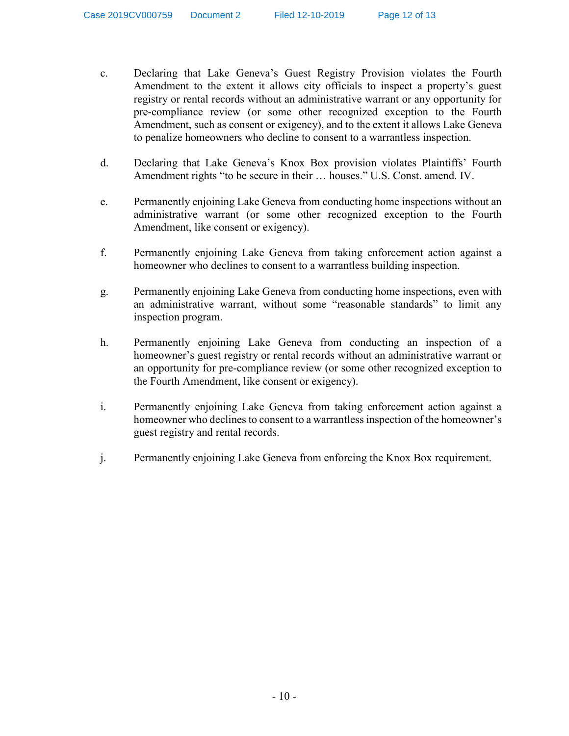c. Declaring that Lake Geneva's Guest Registry Provision violates the Fourth Amendment to the extent it allows city officials to inspect a property's guest registry or rental records without an administrative warrant or any opportunity for pre-compliance review (or some other recognized exception to the Fourth Amendment, such as consent or exigency), and to the extent it allows Lake Geneva to penalize homeowners who decline to consent to a warrantless inspection.

d. Declaring that Lake Geneva's Knox Box provision violates Plaintiffs' Fourth Amendment rights "to be secure in their … houses." U.S. Const. amend. IV.

e. Permanently enjoining Lake Geneva from conducting home inspections without an administrative warrant (or some other recognized exception to the Fourth Amendment, like consent or exigency).

f. Permanently enjoining Lake Geneva from taking enforcement action against a homeowner who declines to consent to a warrantless building inspection.

g. Permanently enjoining Lake Geneva from conducting home inspections, even with an administrative warrant, without some "reasonable standards" to limit any inspection program.

h. Permanently enjoining Lake Geneva from conducting an inspection of a homeowner's guest registry or rental records without an administrative warrant or an opportunity for pre-compliance review (or some other recognized exception to the Fourth Amendment, like consent or exigency).

i. Permanently enjoining Lake Geneva from taking enforcement action against a homeowner who declines to consent to a warrantless inspection of the homeowner's guest registry and rental records.

j. Permanently enjoining Lake Geneva from enforcing the Knox Box requirement.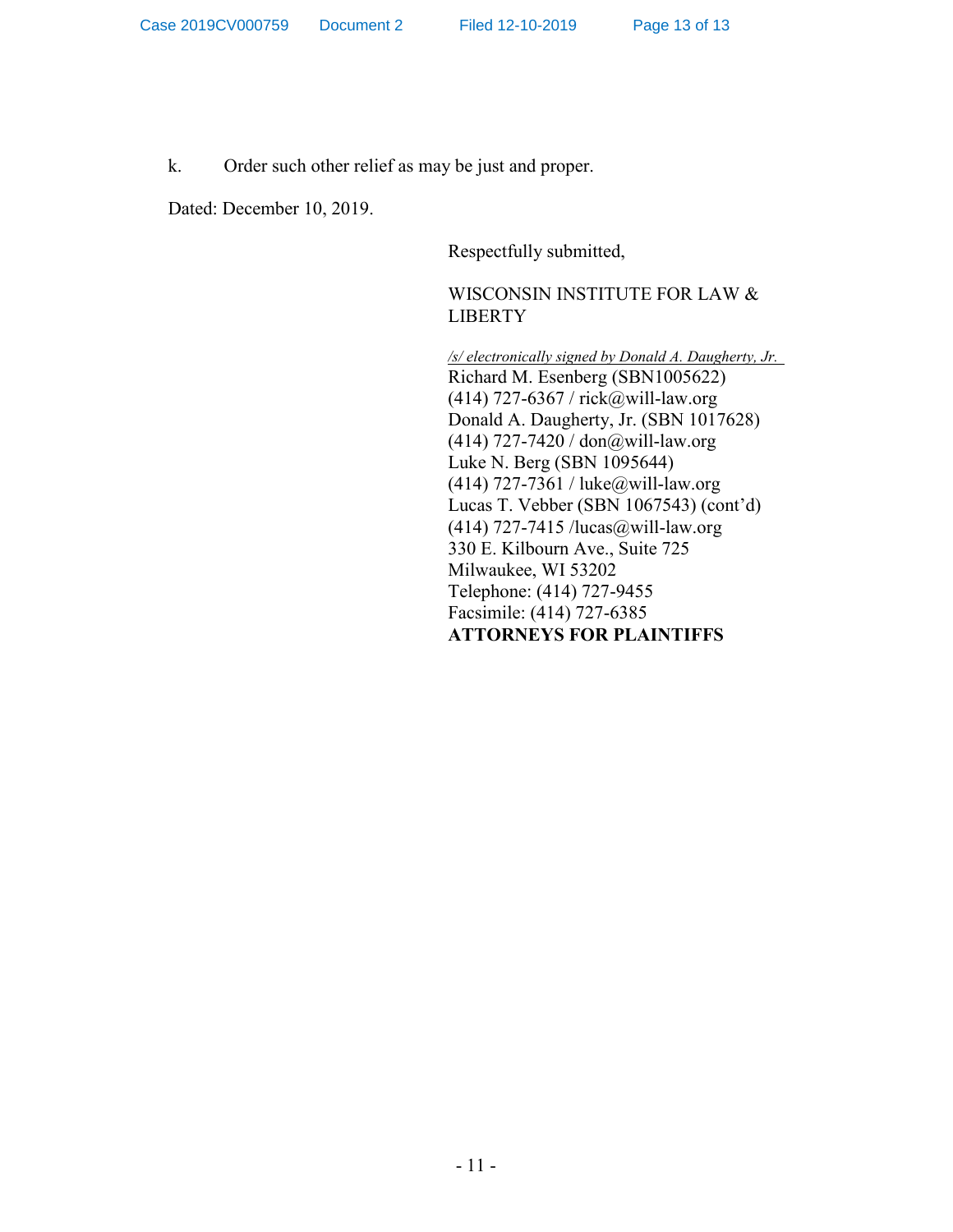k. Order such other relief as may be just and proper.

Dated: December 10, 2019.

Respectfully submitted,

WISCONSIN INSTITUTE FOR LAW & LIBERTY

*/s/ electronically signed by Donald A. Daugherty, Jr.*
Richard M. Esenberg (SBN1005622)
(414) 727-6367 / rick@will-law.org
Donald A. Daugherty, Jr. (SBN 1017628)
(414) 727-7420 / don@will-law.org
Luke N. Berg (SBN 1095644)
(414) 727-7361 / luke@will-law.org
Lucas T. Vebber (SBN 1067543) (cont'd)
(414) 727-7415 /lucas@will-law.org
330 E. Kilbourn Ave., Suite 725
Milwaukee, WI 53202
Telephone: (414) 727-9455
Facsimile: (414) 727-6385
**ATTORNEYS FOR PLAINTIFFS**